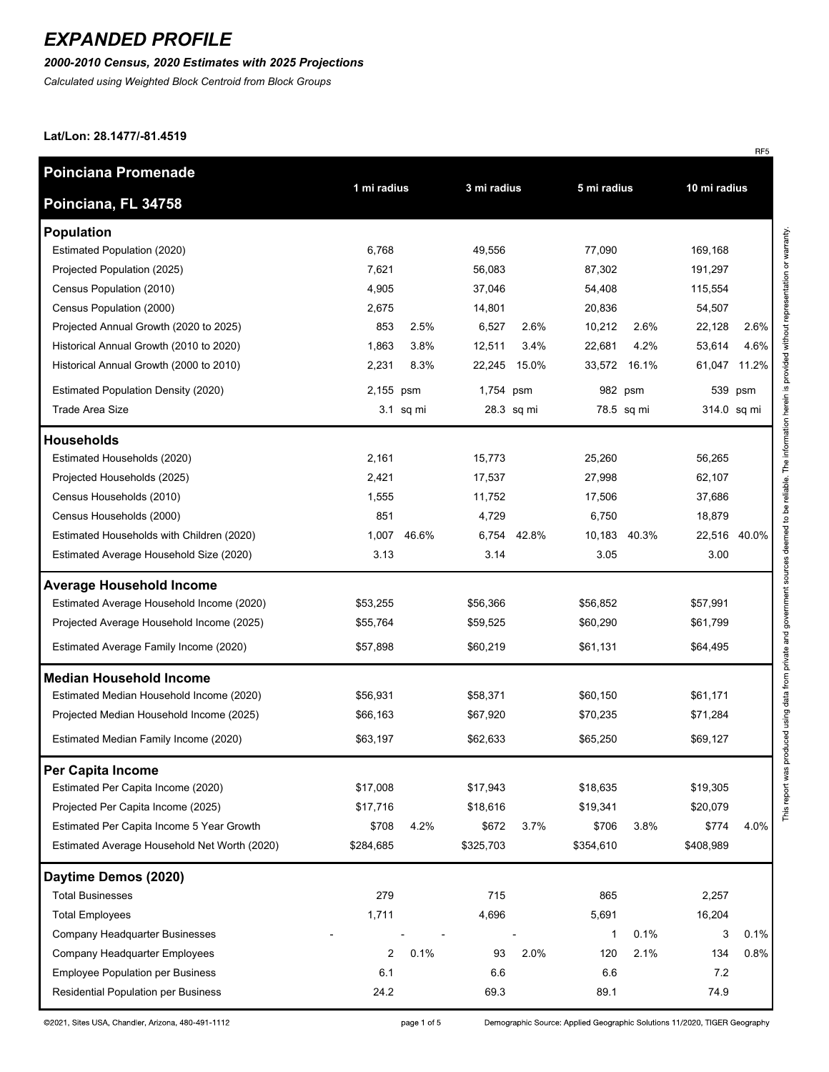# EXPANDED PROFILE

***2000-2010 Census, 2020 Estimates with 2025 Projections***

*Calculated using Weighted Block Centroid from Block Groups*

**Lat/Lon: 28.1477/-81.4519**

RF5

| **Poinciana Promenade**<br>**Poinciana, FL 34758** | 1 mi radius | | 3 mi radius | | 5 mi radius | | 10 mi radius | |
|---|---|---|---|---|---|---|---|---|
| **Population** | | | | | | | | |
| Estimated Population (2020) | 6,768 | | 49,556 | | 77,090 | | 169,168 | |
| Projected Population (2025) | 7,621 | | 56,083 | | 87,302 | | 191,297 | |
| Census Population (2010) | 4,905 | | 37,046 | | 54,408 | | 115,554 | |
| Census Population (2000) | 2,675 | | 14,801 | | 20,836 | | 54,507 | |
| Projected Annual Growth (2020 to 2025) | 853 | 2.5% | 6,527 | 2.6% | 10,212 | 2.6% | 22,128 | 2.6% |
| Historical Annual Growth (2010 to 2020) | 1,863 | 3.8% | 12,511 | 3.4% | 22,681 | 4.2% | 53,614 | 4.6% |
| Historical Annual Growth (2000 to 2010) | 2,231 | 8.3% | 22,245 | 15.0% | 33,572 | 16.1% | 61,047 | 11.2% |
| Estimated Population Density (2020) | 2,155 | psm | 1,754 | psm | 982 | psm | 539 | psm |
| Trade Area Size | 3.1 | sq mi | 28.3 | sq mi | 78.5 | sq mi | 314.0 | sq mi |
| **Households** | | | | | | | | |
| Estimated Households (2020) | 2,161 | | 15,773 | | 25,260 | | 56,265 | |
| Projected Households (2025) | 2,421 | | 17,537 | | 27,998 | | 62,107 | |
| Census Households (2010) | 1,555 | | 11,752 | | 17,506 | | 37,686 | |
| Census Households (2000) | 851 | | 4,729 | | 6,750 | | 18,879 | |
| Estimated Households with Children (2020) | 1,007 | 46.6% | 6,754 | 42.8% | 10,183 | 40.3% | 22,516 | 40.0% |
| Estimated Average Household Size (2020) | 3.13 | | 3.14 | | 3.05 | | 3.00 | |
| **Average Household Income** | | | | | | | | |
| Estimated Average Household Income (2020) | $53,255 | | $56,366 | | $56,852 | | $57,991 | |
| Projected Average Household Income (2025) | $55,764 | | $59,525 | | $60,290 | | $61,799 | |
| Estimated Average Family Income (2020) | $57,898 | | $60,219 | | $61,131 | | $64,495 | |
| **Median Household Income** | | | | | | | | |
| Estimated Median Household Income (2020) | $56,931 | | $58,371 | | $60,150 | | $61,171 | |
| Projected Median Household Income (2025) | $66,163 | | $67,920 | | $70,235 | | $71,284 | |
| Estimated Median Family Income (2020) | $63,197 | | $62,633 | | $65,250 | | $69,127 | |
| **Per Capita Income** | | | | | | | | |
| Estimated Per Capita Income (2020) | $17,008 | | $17,943 | | $18,635 | | $19,305 | |
| Projected Per Capita Income (2025) | $17,716 | | $18,616 | | $19,341 | | $20,079 | |
| Estimated Per Capita Income 5 Year Growth | $708 | 4.2% | $672 | 3.7% | $706 | 3.8% | $774 | 4.0% |
| Estimated Average Household Net Worth (2020) | $284,685 | | $325,703 | | $354,610 | | $408,989 | |
| **Daytime Demos (2020)** | | | | | | | | |
| Total Businesses | 279 | | 715 | | 865 | | 2,257 | |
| Total Employees | 1,711 | | 4,696 | | 5,691 | | 16,204 | |
| Company Headquarter Businesses | - | - | - | - | 1 | 0.1% | 3 | 0.1% |
| Company Headquarter Employees | 2 | 0.1% | 93 | 2.0% | 120 | 2.1% | 134 | 0.8% |
| Employee Population per Business | 6.1 | | 6.6 | | 6.6 | | 7.2 | |
| Residential Population per Business | 24.2 | | 69.3 | | 89.1 | | 74.9 | |

This report was produced using data from private and government sources deemed to be reliable. The information herein is provided without representation or warranty.

©2021, Sites USA, Chandler, Arizona, 480-491-1112

Demographic Source: Applied Geographic Solutions 11/2020, TIGER Geography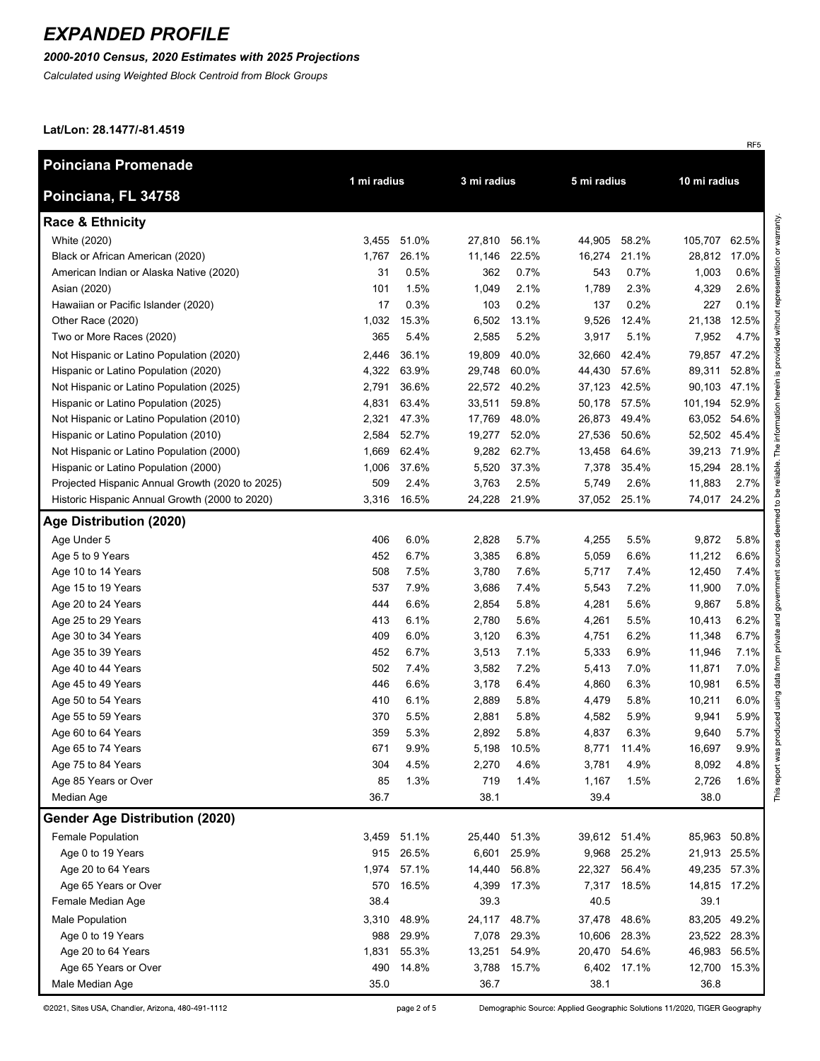# EXPANDED PROFILE

***2000-2010 Census, 2020 Estimates with 2025 Projections***

*Calculated using Weighted Block Centroid from Block Groups*

**Lat/Lon: 28.1477/-81.4519**

RF5

| **Poinciana Promenade** <br> **Poinciana, FL 34758** | 1 mi radius | | 3 mi radius | | 5 mi radius | | 10 mi radius | |
|---|---|---|---|---|---|---|---|---|
| **Race & Ethnicity** | | | | | | | | |
| White (2020) | 3,455 | 51.0% | 27,810 | 56.1% | 44,905 | 58.2% | 105,707 | 62.5% |
| Black or African American (2020) | 1,767 | 26.1% | 11,146 | 22.5% | 16,274 | 21.1% | 28,812 | 17.0% |
| American Indian or Alaska Native (2020) | 31 | 0.5% | 362 | 0.7% | 543 | 0.7% | 1,003 | 0.6% |
| Asian (2020) | 101 | 1.5% | 1,049 | 2.1% | 1,789 | 2.3% | 4,329 | 2.6% |
| Hawaiian or Pacific Islander (2020) | 17 | 0.3% | 103 | 0.2% | 137 | 0.2% | 227 | 0.1% |
| Other Race (2020) | 1,032 | 15.3% | 6,502 | 13.1% | 9,526 | 12.4% | 21,138 | 12.5% |
| Two or More Races (2020) | 365 | 5.4% | 2,585 | 5.2% | 3,917 | 5.1% | 7,952 | 4.7% |
| Not Hispanic or Latino Population (2020) | 2,446 | 36.1% | 19,809 | 40.0% | 32,660 | 42.4% | 79,857 | 47.2% |
| Hispanic or Latino Population (2020) | 4,322 | 63.9% | 29,748 | 60.0% | 44,430 | 57.6% | 89,311 | 52.8% |
| Not Hispanic or Latino Population (2025) | 2,791 | 36.6% | 22,572 | 40.2% | 37,123 | 42.5% | 90,103 | 47.1% |
| Hispanic or Latino Population (2025) | 4,831 | 63.4% | 33,511 | 59.8% | 50,178 | 57.5% | 101,194 | 52.9% |
| Not Hispanic or Latino Population (2010) | 2,321 | 47.3% | 17,769 | 48.0% | 26,873 | 49.4% | 63,052 | 54.6% |
| Hispanic or Latino Population (2010) | 2,584 | 52.7% | 19,277 | 52.0% | 27,536 | 50.6% | 52,502 | 45.4% |
| Not Hispanic or Latino Population (2000) | 1,669 | 62.4% | 9,282 | 62.7% | 13,458 | 64.6% | 39,213 | 71.9% |
| Hispanic or Latino Population (2000) | 1,006 | 37.6% | 5,520 | 37.3% | 7,378 | 35.4% | 15,294 | 28.1% |
| Projected Hispanic Annual Growth (2020 to 2025) | 509 | 2.4% | 3,763 | 2.5% | 5,749 | 2.6% | 11,883 | 2.7% |
| Historic Hispanic Annual Growth (2000 to 2020) | 3,316 | 16.5% | 24,228 | 21.9% | 37,052 | 25.1% | 74,017 | 24.2% |
| **Age Distribution (2020)** | | | | | | | | |
| Age Under 5 | 406 | 6.0% | 2,828 | 5.7% | 4,255 | 5.5% | 9,872 | 5.8% |
| Age 5 to 9 Years | 452 | 6.7% | 3,385 | 6.8% | 5,059 | 6.6% | 11,212 | 6.6% |
| Age 10 to 14 Years | 508 | 7.5% | 3,780 | 7.6% | 5,717 | 7.4% | 12,450 | 7.4% |
| Age 15 to 19 Years | 537 | 7.9% | 3,686 | 7.4% | 5,543 | 7.2% | 11,900 | 7.0% |
| Age 20 to 24 Years | 444 | 6.6% | 2,854 | 5.8% | 4,281 | 5.6% | 9,867 | 5.8% |
| Age 25 to 29 Years | 413 | 6.1% | 2,780 | 5.6% | 4,261 | 5.5% | 10,413 | 6.2% |
| Age 30 to 34 Years | 409 | 6.0% | 3,120 | 6.3% | 4,751 | 6.2% | 11,348 | 6.7% |
| Age 35 to 39 Years | 452 | 6.7% | 3,513 | 7.1% | 5,333 | 6.9% | 11,946 | 7.1% |
| Age 40 to 44 Years | 502 | 7.4% | 3,582 | 7.2% | 5,413 | 7.0% | 11,871 | 7.0% |
| Age 45 to 49 Years | 446 | 6.6% | 3,178 | 6.4% | 4,860 | 6.3% | 10,981 | 6.5% |
| Age 50 to 54 Years | 410 | 6.1% | 2,889 | 5.8% | 4,479 | 5.8% | 10,211 | 6.0% |
| Age 55 to 59 Years | 370 | 5.5% | 2,881 | 5.8% | 4,582 | 5.9% | 9,941 | 5.9% |
| Age 60 to 64 Years | 359 | 5.3% | 2,892 | 5.8% | 4,837 | 6.3% | 9,640 | 5.7% |
| Age 65 to 74 Years | 671 | 9.9% | 5,198 | 10.5% | 8,771 | 11.4% | 16,697 | 9.9% |
| Age 75 to 84 Years | 304 | 4.5% | 2,270 | 4.6% | 3,781 | 4.9% | 8,092 | 4.8% |
| Age 85 Years or Over | 85 | 1.3% | 719 | 1.4% | 1,167 | 1.5% | 2,726 | 1.6% |
| Median Age | 36.7 | | 38.1 | | 39.4 | | 38.0 | |
| **Gender Age Distribution (2020)** | | | | | | | | |
| Female Population | 3,459 | 51.1% | 25,440 | 51.3% | 39,612 | 51.4% | 85,963 | 50.8% |
| Age 0 to 19 Years | 915 | 26.5% | 6,601 | 25.9% | 9,968 | 25.2% | 21,913 | 25.5% |
| Age 20 to 64 Years | 1,974 | 57.1% | 14,440 | 56.8% | 22,327 | 56.4% | 49,235 | 57.3% |
| Age 65 Years or Over | 570 | 16.5% | 4,399 | 17.3% | 7,317 | 18.5% | 14,815 | 17.2% |
| Female Median Age | 38.4 | | 39.3 | | 40.5 | | 39.1 | |
| Male Population | 3,310 | 48.9% | 24,117 | 48.7% | 37,478 | 48.6% | 83,205 | 49.2% |
| Age 0 to 19 Years | 988 | 29.9% | 7,078 | 29.3% | 10,606 | 28.3% | 23,522 | 28.3% |
| Age 20 to 64 Years | 1,831 | 55.3% | 13,251 | 54.9% | 20,470 | 54.6% | 46,983 | 56.5% |
| Age 65 Years or Over | 490 | 14.8% | 3,788 | 15.7% | 6,402 | 17.1% | 12,700 | 15.3% |
| Male Median Age | 35.0 | | 36.7 | | 38.1 | | 36.8 | |

This report was produced using data from private and government sources deemed to be reliable. The information herein is provided without representation or warranty.

©2021, Sites USA, Chandler, Arizona, 480-491-1112

Demographic Source: Applied Geographic Solutions 11/2020, TIGER Geography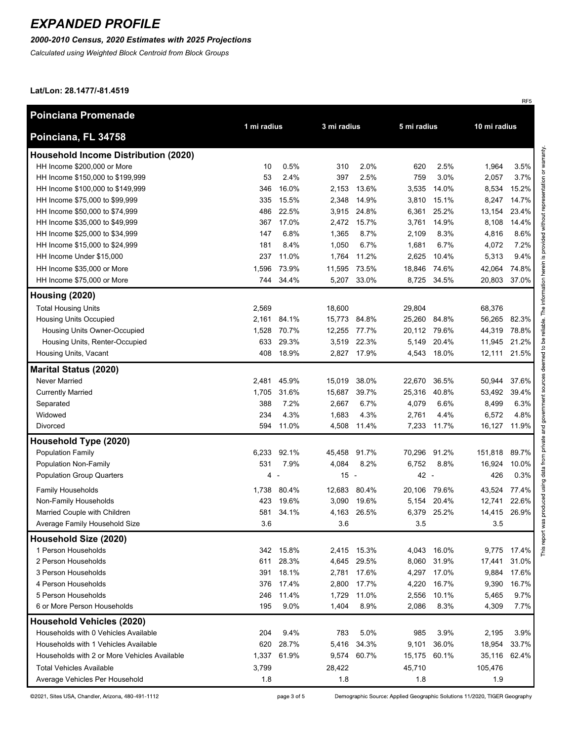# *EXPANDED PROFILE*

***2000-2010 Census, 2020 Estimates with 2025 Projections***

*Calculated using Weighted Block Centroid from Block Groups*

**Lat/Lon: 28.1477/-81.4519**

RF5

| **Poinciana Promenade**<br>**Poinciana, FL 34758** | 1 mi radius | | 3 mi radius | | 5 mi radius | | 10 mi radius | |
|---|---|---|---|---|---|---|---|---|
| **Household Income Distribution (2020)** | | | | | | | | |
| HH Income $200,000 or More | 10 | 0.5% | 310 | 2.0% | 620 | 2.5% | 1,964 | 3.5% |
| HH Income $150,000 to $199,999 | 53 | 2.4% | 397 | 2.5% | 759 | 3.0% | 2,057 | 3.7% |
| HH Income $100,000 to $149,999 | 346 | 16.0% | 2,153 | 13.6% | 3,535 | 14.0% | 8,534 | 15.2% |
| HH Income $75,000 to $99,999 | 335 | 15.5% | 2,348 | 14.9% | 3,810 | 15.1% | 8,247 | 14.7% |
| HH Income $50,000 to $74,999 | 486 | 22.5% | 3,915 | 24.8% | 6,361 | 25.2% | 13,154 | 23.4% |
| HH Income $35,000 to $49,999 | 367 | 17.0% | 2,472 | 15.7% | 3,761 | 14.9% | 8,108 | 14.4% |
| HH Income $25,000 to $34,999 | 147 | 6.8% | 1,365 | 8.7% | 2,109 | 8.3% | 4,816 | 8.6% |
| HH Income $15,000 to $24,999 | 181 | 8.4% | 1,050 | 6.7% | 1,681 | 6.7% | 4,072 | 7.2% |
| HH Income Under $15,000 | 237 | 11.0% | 1,764 | 11.2% | 2,625 | 10.4% | 5,313 | 9.4% |
| HH Income $35,000 or More | 1,596 | 73.9% | 11,595 | 73.5% | 18,846 | 74.6% | 42,064 | 74.8% |
| HH Income $75,000 or More | 744 | 34.4% | 5,207 | 33.0% | 8,725 | 34.5% | 20,803 | 37.0% |
| **Housing (2020)** | | | | | | | | |
| Total Housing Units | 2,569 | | 18,600 | | 29,804 | | 68,376 | |
| Housing Units Occupied | 2,161 | 84.1% | 15,773 | 84.8% | 25,260 | 84.8% | 56,265 | 82.3% |
| Housing Units Owner-Occupied | 1,528 | 70.7% | 12,255 | 77.7% | 20,112 | 79.6% | 44,319 | 78.8% |
| Housing Units, Renter-Occupied | 633 | 29.3% | 3,519 | 22.3% | 5,149 | 20.4% | 11,945 | 21.2% |
| Housing Units, Vacant | 408 | 18.9% | 2,827 | 17.9% | 4,543 | 18.0% | 12,111 | 21.5% |
| **Marital Status (2020)** | | | | | | | | |
| Never Married | 2,481 | 45.9% | 15,019 | 38.0% | 22,670 | 36.5% | 50,944 | 37.6% |
| Currently Married | 1,705 | 31.6% | 15,687 | 39.7% | 25,316 | 40.8% | 53,492 | 39.4% |
| Separated | 388 | 7.2% | 2,667 | 6.7% | 4,079 | 6.6% | 8,499 | 6.3% |
| Widowed | 234 | 4.3% | 1,683 | 4.3% | 2,761 | 4.4% | 6,572 | 4.8% |
| Divorced | 594 | 11.0% | 4,508 | 11.4% | 7,233 | 11.7% | 16,127 | 11.9% |
| **Household Type (2020)** | | | | | | | | |
| Population Family | 6,233 | 92.1% | 45,458 | 91.7% | 70,296 | 91.2% | 151,818 | 89.7% |
| Population Non-Family | 531 | 7.9% | 4,084 | 8.2% | 6,752 | 8.8% | 16,924 | 10.0% |
| Population Group Quarters | 4 | - | 15 | - | 42 | - | 426 | 0.3% |
| Family Households | 1,738 | 80.4% | 12,683 | 80.4% | 20,106 | 79.6% | 43,524 | 77.4% |
| Non-Family Households | 423 | 19.6% | 3,090 | 19.6% | 5,154 | 20.4% | 12,741 | 22.6% |
| Married Couple with Children | 581 | 34.1% | 4,163 | 26.5% | 6,379 | 25.2% | 14,415 | 26.9% |
| Average Family Household Size | 3.6 | | 3.6 | | 3.5 | | 3.5 | |
| **Household Size (2020)** | | | | | | | | |
| 1 Person Households | 342 | 15.8% | 2,415 | 15.3% | 4,043 | 16.0% | 9,775 | 17.4% |
| 2 Person Households | 611 | 28.3% | 4,645 | 29.5% | 8,060 | 31.9% | 17,441 | 31.0% |
| 3 Person Households | 391 | 18.1% | 2,781 | 17.6% | 4,297 | 17.0% | 9,884 | 17.6% |
| 4 Person Households | 376 | 17.4% | 2,800 | 17.7% | 4,220 | 16.7% | 9,390 | 16.7% |
| 5 Person Households | 246 | 11.4% | 1,729 | 11.0% | 2,556 | 10.1% | 5,465 | 9.7% |
| 6 or More Person Households | 195 | 9.0% | 1,404 | 8.9% | 2,086 | 8.3% | 4,309 | 7.7% |
| **Household Vehicles (2020)** | | | | | | | | |
| Households with 0 Vehicles Available | 204 | 9.4% | 783 | 5.0% | 985 | 3.9% | 2,195 | 3.9% |
| Households with 1 Vehicles Available | 620 | 28.7% | 5,416 | 34.3% | 9,101 | 36.0% | 18,954 | 33.7% |
| Households with 2 or More Vehicles Available | 1,337 | 61.9% | 9,574 | 60.7% | 15,175 | 60.1% | 35,116 | 62.4% |
| Total Vehicles Available | 3,799 | | 28,422 | | 45,710 | | 105,476 | |
| Average Vehicles Per Household | 1.8 | | 1.8 | | 1.8 | | 1.9 | |

This report was produced using data from private and government sources deemed to be reliable. The information herein is provided without representation or warranty.

©2021, Sites USA, Chandler, Arizona, 480-491-1112

Demographic Source: Applied Geographic Solutions 11/2020, TIGER Geography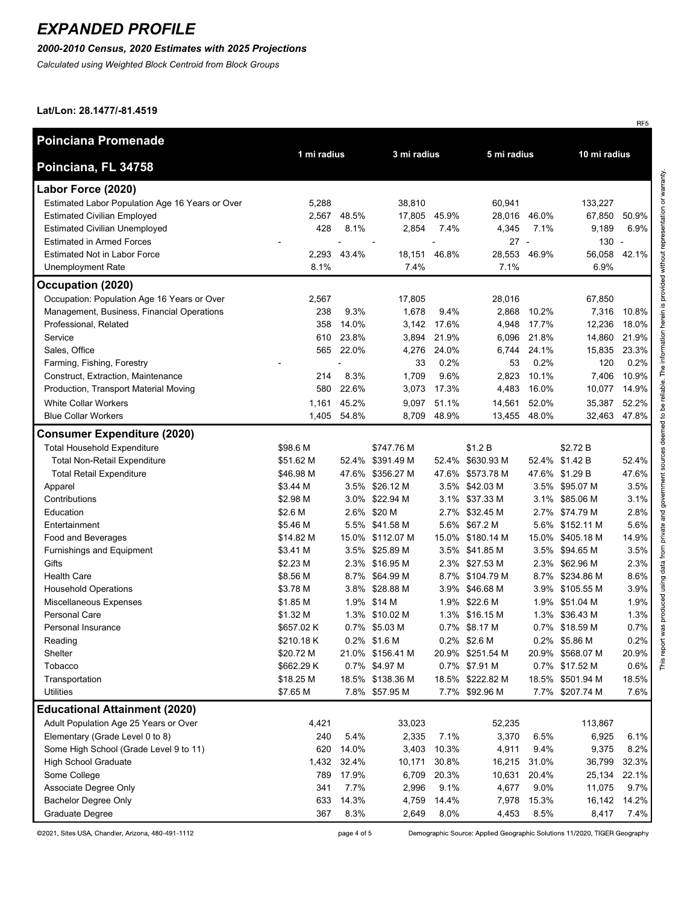# EXPANDED PROFILE

***2000-2010 Census, 2020 Estimates with 2025 Projections***

*Calculated using Weighted Block Centroid from Block Groups*

**Lat/Lon: 28.1477/-81.4519**

RF5

| **Poinciana Promenade** **Poinciana, FL 34758** | 1 mi radius | | 3 mi radius | | 5 mi radius | | 10 mi radius | |
|---|---|---|---|---|---|---|---|---|
| **Labor Force (2020)** | | | | | | | | |
| Estimated Labor Population Age 16 Years or Over | 5,288 | | 38,810 | | 60,941 | | 133,227 | |
| Estimated Civilian Employed | 2,567 | 48.5% | 17,805 | 45.9% | 28,016 | 46.0% | 67,850 | 50.9% |
| Estimated Civilian Unemployed | 428 | 8.1% | 2,854 | 7.4% | 4,345 | 7.1% | 9,189 | 6.9% |
| Estimated in Armed Forces | - | - | - | - | 27 | - | 130 | - |
| Estimated Not in Labor Force | 2,293 | 43.4% | 18,151 | 46.8% | 28,553 | 46.9% | 56,058 | 42.1% |
| Unemployment Rate | 8.1% | | 7.4% | | 7.1% | | 6.9% | |
| **Occupation (2020)** | | | | | | | | |
| Occupation: Population Age 16 Years or Over | 2,567 | | 17,805 | | 28,016 | | 67,850 | |
| Management, Business, Financial Operations | 238 | 9.3% | 1,678 | 9.4% | 2,868 | 10.2% | 7,316 | 10.8% |
| Professional, Related | 358 | 14.0% | 3,142 | 17.6% | 4,948 | 17.7% | 12,236 | 18.0% |
| Service | 610 | 23.8% | 3,894 | 21.9% | 6,096 | 21.8% | 14,860 | 21.9% |
| Sales, Office | 565 | 22.0% | 4,276 | 24.0% | 6,744 | 24.1% | 15,835 | 23.3% |
| Farming, Fishing, Forestry | - | - | 33 | 0.2% | 53 | 0.2% | 120 | 0.2% |
| Construct, Extraction, Maintenance | 214 | 8.3% | 1,709 | 9.6% | 2,823 | 10.1% | 7,406 | 10.9% |
| Production, Transport Material Moving | 580 | 22.6% | 3,073 | 17.3% | 4,483 | 16.0% | 10,077 | 14.9% |
| White Collar Workers | 1,161 | 45.2% | 9,097 | 51.1% | 14,561 | 52.0% | 35,387 | 52.2% |
| Blue Collar Workers | 1,405 | 54.8% | 8,709 | 48.9% | 13,455 | 48.0% | 32,463 | 47.8% |
| **Consumer Expenditure (2020)** | | | | | | | | |
| Total Household Expenditure | $98.6 M | | $747.76 M | | $1.2 B | | $2.72 B | |
| Total Non-Retail Expenditure | $51.62 M | 52.4% | $391.49 M | 52.4% | $630.93 M | 52.4% | $1.42 B | 52.4% |
| Total Retail Expenditure | $46.98 M | 47.6% | $356.27 M | 47.6% | $573.78 M | 47.6% | $1.29 B | 47.6% |
| Apparel | $3.44 M | 3.5% | $26.12 M | 3.5% | $42.03 M | 3.5% | $95.07 M | 3.5% |
| Contributions | $2.98 M | 3.0% | $22.94 M | 3.1% | $37.33 M | 3.1% | $85.06 M | 3.1% |
| Education | $2.6 M | 2.6% | $20 M | 2.7% | $32.45 M | 2.7% | $74.79 M | 2.8% |
| Entertainment | $5.46 M | 5.5% | $41.58 M | 5.6% | $67.2 M | 5.6% | $152.11 M | 5.6% |
| Food and Beverages | $14.82 M | 15.0% | $112.07 M | 15.0% | $180.14 M | 15.0% | $405.18 M | 14.9% |
| Furnishings and Equipment | $3.41 M | 3.5% | $25.89 M | 3.5% | $41.85 M | 3.5% | $94.65 M | 3.5% |
| Gifts | $2.23 M | 2.3% | $16.95 M | 2.3% | $27.53 M | 2.3% | $62.96 M | 2.3% |
| Health Care | $8.56 M | 8.7% | $64.99 M | 8.7% | $104.79 M | 8.7% | $234.86 M | 8.6% |
| Household Operations | $3.78 M | 3.8% | $28.88 M | 3.9% | $46.68 M | 3.9% | $105.55 M | 3.9% |
| Miscellaneous Expenses | $1.85 M | 1.9% | $14 M | 1.9% | $22.6 M | 1.9% | $51.04 M | 1.9% |
| Personal Care | $1.32 M | 1.3% | $10.02 M | 1.3% | $16.15 M | 1.3% | $36.43 M | 1.3% |
| Personal Insurance | $657.02 K | 0.7% | $5.03 M | 0.7% | $8.17 M | 0.7% | $18.59 M | 0.7% |
| Reading | $210.18 K | 0.2% | $1.6 M | 0.2% | $2.6 M | 0.2% | $5.86 M | 0.2% |
| Shelter | $20.72 M | 21.0% | $156.41 M | 20.9% | $251.54 M | 20.9% | $568.07 M | 20.9% |
| Tobacco | $662.29 K | 0.7% | $4.97 M | 0.7% | $7.91 M | 0.7% | $17.52 M | 0.6% |
| Transportation | $18.25 M | 18.5% | $138.36 M | 18.5% | $222.82 M | 18.5% | $501.94 M | 18.5% |
| Utilities | $7.65 M | 7.8% | $57.95 M | 7.7% | $92.96 M | 7.7% | $207.74 M | 7.6% |
| **Educational Attainment (2020)** | | | | | | | | |
| Adult Population Age 25 Years or Over | 4,421 | | 33,023 | | 52,235 | | 113,867 | |
| Elementary (Grade Level 0 to 8) | 240 | 5.4% | 2,335 | 7.1% | 3,370 | 6.5% | 6,925 | 6.1% |
| Some High School (Grade Level 9 to 11) | 620 | 14.0% | 3,403 | 10.3% | 4,911 | 9.4% | 9,375 | 8.2% |
| High School Graduate | 1,432 | 32.4% | 10,171 | 30.8% | 16,215 | 31.0% | 36,799 | 32.3% |
| Some College | 789 | 17.9% | 6,709 | 20.3% | 10,631 | 20.4% | 25,134 | 22.1% |
| Associate Degree Only | 341 | 7.7% | 2,996 | 9.1% | 4,677 | 9.0% | 11,075 | 9.7% |
| Bachelor Degree Only | 633 | 14.3% | 4,759 | 14.4% | 7,978 | 15.3% | 16,142 | 14.2% |
| Graduate Degree | 367 | 8.3% | 2,649 | 8.0% | 4,453 | 8.5% | 8,417 | 7.4% |

This report was produced using data from private and government sources deemed to be reliable. The information herein is provided without representation or warranty.

©2021, Sites USA, Chandler, Arizona, 480-491-1112

Demographic Source: Applied Geographic Solutions 11/2020, TIGER Geography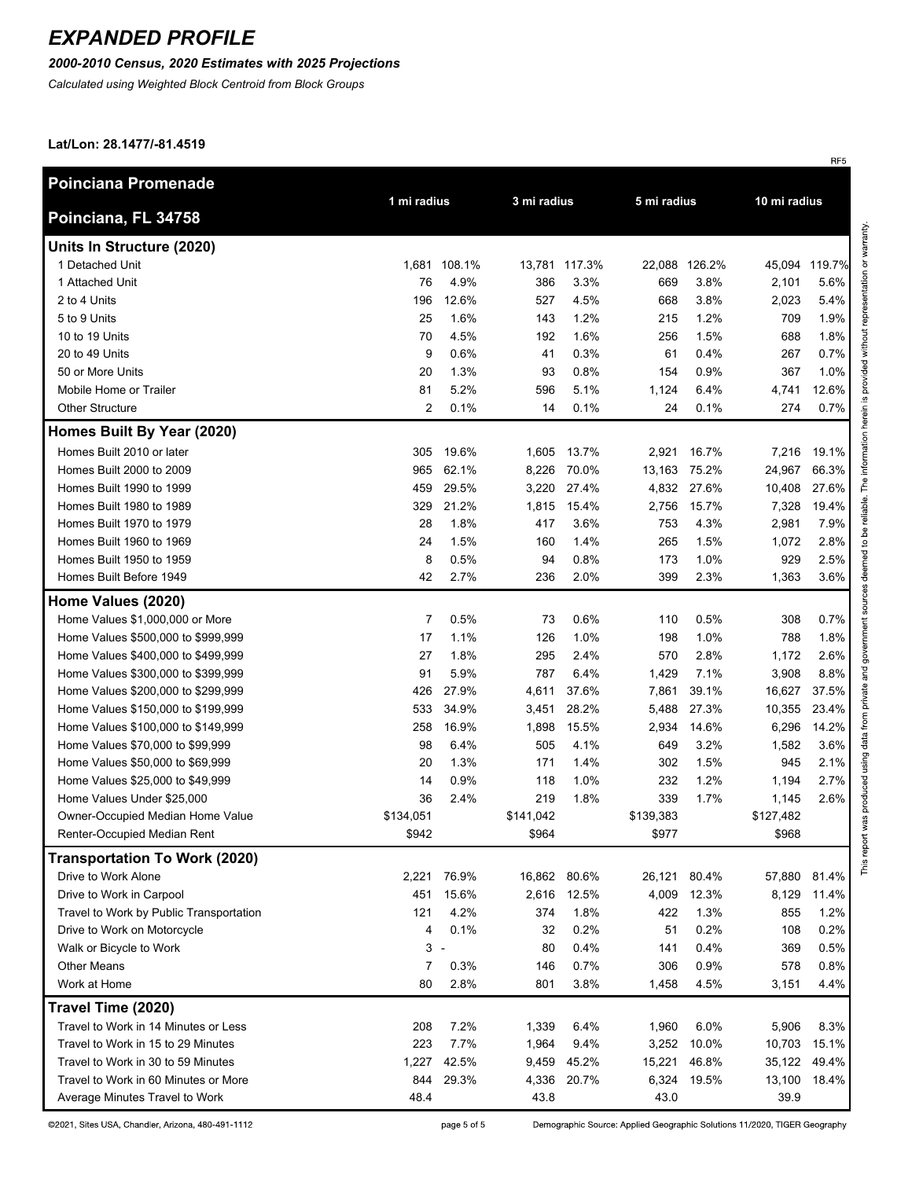# *EXPANDED PROFILE*

***2000-2010 Census, 2020 Estimates with 2025 Projections***

*Calculated using Weighted Block Centroid from Block Groups*

**Lat/Lon: 28.1477/-81.4519**

RF5

| **Poinciana Promenade** **Poinciana, FL 34758** | 1 mi radius | | 3 mi radius | | 5 mi radius | | 10 mi radius | |
|---|---|---|---|---|---|---|---|---|
| **Units In Structure (2020)** | | | | | | | | |
| 1 Detached Unit | 1,681 | 108.1% | 13,781 | 117.3% | 22,088 | 126.2% | 45,094 | 119.7% |
| 1 Attached Unit | 76 | 4.9% | 386 | 3.3% | 669 | 3.8% | 2,101 | 5.6% |
| 2 to 4 Units | 196 | 12.6% | 527 | 4.5% | 668 | 3.8% | 2,023 | 5.4% |
| 5 to 9 Units | 25 | 1.6% | 143 | 1.2% | 215 | 1.2% | 709 | 1.9% |
| 10 to 19 Units | 70 | 4.5% | 192 | 1.6% | 256 | 1.5% | 688 | 1.8% |
| 20 to 49 Units | 9 | 0.6% | 41 | 0.3% | 61 | 0.4% | 267 | 0.7% |
| 50 or More Units | 20 | 1.3% | 93 | 0.8% | 154 | 0.9% | 367 | 1.0% |
| Mobile Home or Trailer | 81 | 5.2% | 596 | 5.1% | 1,124 | 6.4% | 4,741 | 12.6% |
| Other Structure | 2 | 0.1% | 14 | 0.1% | 24 | 0.1% | 274 | 0.7% |
| **Homes Built By Year (2020)** | | | | | | | | |
| Homes Built 2010 or later | 305 | 19.6% | 1,605 | 13.7% | 2,921 | 16.7% | 7,216 | 19.1% |
| Homes Built 2000 to 2009 | 965 | 62.1% | 8,226 | 70.0% | 13,163 | 75.2% | 24,967 | 66.3% |
| Homes Built 1990 to 1999 | 459 | 29.5% | 3,220 | 27.4% | 4,832 | 27.6% | 10,408 | 27.6% |
| Homes Built 1980 to 1989 | 329 | 21.2% | 1,815 | 15.4% | 2,756 | 15.7% | 7,328 | 19.4% |
| Homes Built 1970 to 1979 | 28 | 1.8% | 417 | 3.6% | 753 | 4.3% | 2,981 | 7.9% |
| Homes Built 1960 to 1969 | 24 | 1.5% | 160 | 1.4% | 265 | 1.5% | 1,072 | 2.8% |
| Homes Built 1950 to 1959 | 8 | 0.5% | 94 | 0.8% | 173 | 1.0% | 929 | 2.5% |
| Homes Built Before 1949 | 42 | 2.7% | 236 | 2.0% | 399 | 2.3% | 1,363 | 3.6% |
| **Home Values (2020)** | | | | | | | | |
| Home Values $1,000,000 or More | 7 | 0.5% | 73 | 0.6% | 110 | 0.5% | 308 | 0.7% |
| Home Values $500,000 to $999,999 | 17 | 1.1% | 126 | 1.0% | 198 | 1.0% | 788 | 1.8% |
| Home Values $400,000 to $499,999 | 27 | 1.8% | 295 | 2.4% | 570 | 2.8% | 1,172 | 2.6% |
| Home Values $300,000 to $399,999 | 91 | 5.9% | 787 | 6.4% | 1,429 | 7.1% | 3,908 | 8.8% |
| Home Values $200,000 to $299,999 | 426 | 27.9% | 4,611 | 37.6% | 7,861 | 39.1% | 16,627 | 37.5% |
| Home Values $150,000 to $199,999 | 533 | 34.9% | 3,451 | 28.2% | 5,488 | 27.3% | 10,355 | 23.4% |
| Home Values $100,000 to $149,999 | 258 | 16.9% | 1,898 | 15.5% | 2,934 | 14.6% | 6,296 | 14.2% |
| Home Values $70,000 to $99,999 | 98 | 6.4% | 505 | 4.1% | 649 | 3.2% | 1,582 | 3.6% |
| Home Values $50,000 to $69,999 | 20 | 1.3% | 171 | 1.4% | 302 | 1.5% | 945 | 2.1% |
| Home Values $25,000 to $49,999 | 14 | 0.9% | 118 | 1.0% | 232 | 1.2% | 1,194 | 2.7% |
| Home Values Under $25,000 | 36 | 2.4% | 219 | 1.8% | 339 | 1.7% | 1,145 | 2.6% |
| Owner-Occupied Median Home Value | $134,051 | | $141,042 | | $139,383 | | $127,482 | |
| Renter-Occupied Median Rent | $942 | | $964 | | $977 | | $968 | |
| **Transportation To Work (2020)** | | | | | | | | |
| Drive to Work Alone | 2,221 | 76.9% | 16,862 | 80.6% | 26,121 | 80.4% | 57,880 | 81.4% |
| Drive to Work in Carpool | 451 | 15.6% | 2,616 | 12.5% | 4,009 | 12.3% | 8,129 | 11.4% |
| Travel to Work by Public Transportation | 121 | 4.2% | 374 | 1.8% | 422 | 1.3% | 855 | 1.2% |
| Drive to Work on Motorcycle | 4 | 0.1% | 32 | 0.2% | 51 | 0.2% | 108 | 0.2% |
| Walk or Bicycle to Work | 3 | - | 80 | 0.4% | 141 | 0.4% | 369 | 0.5% |
| Other Means | 7 | 0.3% | 146 | 0.7% | 306 | 0.9% | 578 | 0.8% |
| Work at Home | 80 | 2.8% | 801 | 3.8% | 1,458 | 4.5% | 3,151 | 4.4% |
| **Travel Time (2020)** | | | | | | | | |
| Travel to Work in 14 Minutes or Less | 208 | 7.2% | 1,339 | 6.4% | 1,960 | 6.0% | 5,906 | 8.3% |
| Travel to Work in 15 to 29 Minutes | 223 | 7.7% | 1,964 | 9.4% | 3,252 | 10.0% | 10,703 | 15.1% |
| Travel to Work in 30 to 59 Minutes | 1,227 | 42.5% | 9,459 | 45.2% | 15,221 | 46.8% | 35,122 | 49.4% |
| Travel to Work in 60 Minutes or More | 844 | 29.3% | 4,336 | 20.7% | 6,324 | 19.5% | 13,100 | 18.4% |
| Average Minutes Travel to Work | 48.4 | | 43.8 | | 43.0 | | 39.9 | |

This report was produced using data from private and government sources deemed to be reliable. The information herein is provided without representation or warranty.

©2021, Sites USA, Chandler, Arizona, 480-491-1112

Demographic Source: Applied Geographic Solutions 11/2020, TIGER Geography